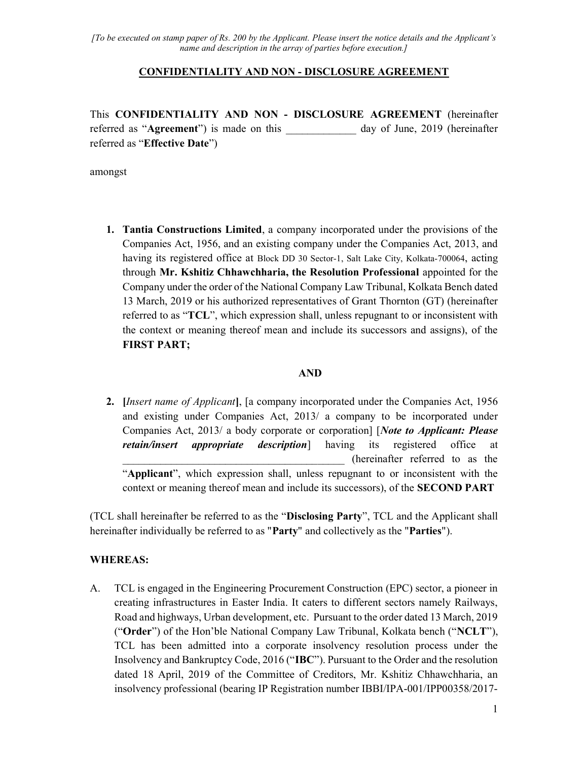*[To be executed on stamp paper of Rs. 200 by the Applicant. Please insert the notice details and the Applicant's name and description in the array of parties before execution.]*

## CONFIDENTIALITY AND NON - DISCLOSURE AGREEMENT

This **CONFIDENTIALITY AND NON - DISCLOSURE AGREEMENT** (hereinafter referred as "**Agreement**") is made on this _____________ day of June, 2019 (hereinafter referred as "**Effective Date**")

amongst

1. **Tantia Constructions Limited**, a company incorporated under the provisions of the Companies Act, 1956, and an existing company under the Companies Act, 2013, and having its registered office at Block DD 30 Sector-1, Salt Lake City, Kolkata-700064, acting through **Mr. Kshitiz Chhawchharia, the Resolution Professional** appointed for the Company under the order of the National Company Law Tribunal, Kolkata Bench dated 13 March, 2019 or his authorized representatives of Grant Thornton (GT) (hereinafter referred to as "**TCL**", which expression shall, unless repugnant to or inconsistent with the context or meaning thereof mean and include its successors and assigns), of the **FIRST PART;**

**AND**

2. **[***Insert name of Applicant***]**, [a company incorporated under the Companies Act, 1956 and existing under Companies Act, 2013/ a company to be incorporated under Companies Act, 2013/ a body corporate or corporation] [***Note to Applicant: Please retain/insert appropriate description***] having its registered office at __________________________________________ (hereinafter referred to as the "**Applicant**", which expression shall, unless repugnant to or inconsistent with the context or meaning thereof mean and include its successors), of the **SECOND PART**

(TCL shall hereinafter be referred to as the "**Disclosing Party**", TCL and the Applicant shall hereinafter individually be referred to as "**Party**" and collectively as the "**Parties**").

**WHEREAS:**

A. TCL is engaged in the Engineering Procurement Construction (EPC) sector, a pioneer in creating infrastructures in Easter India. It caters to different sectors namely Railways, Road and highways, Urban development, etc. Pursuant to the order dated 13 March, 2019 ("**Order**") of the Hon'ble National Company Law Tribunal, Kolkata bench ("**NCLT**"), TCL has been admitted into a corporate insolvency resolution process under the Insolvency and Bankruptcy Code, 2016 ("**IBC**"). Pursuant to the Order and the resolution dated 18 April, 2019 of the Committee of Creditors, Mr. Kshitiz Chhawchharia, an insolvency professional (bearing IP Registration number IBBI/IPA-001/IPP00358/2017-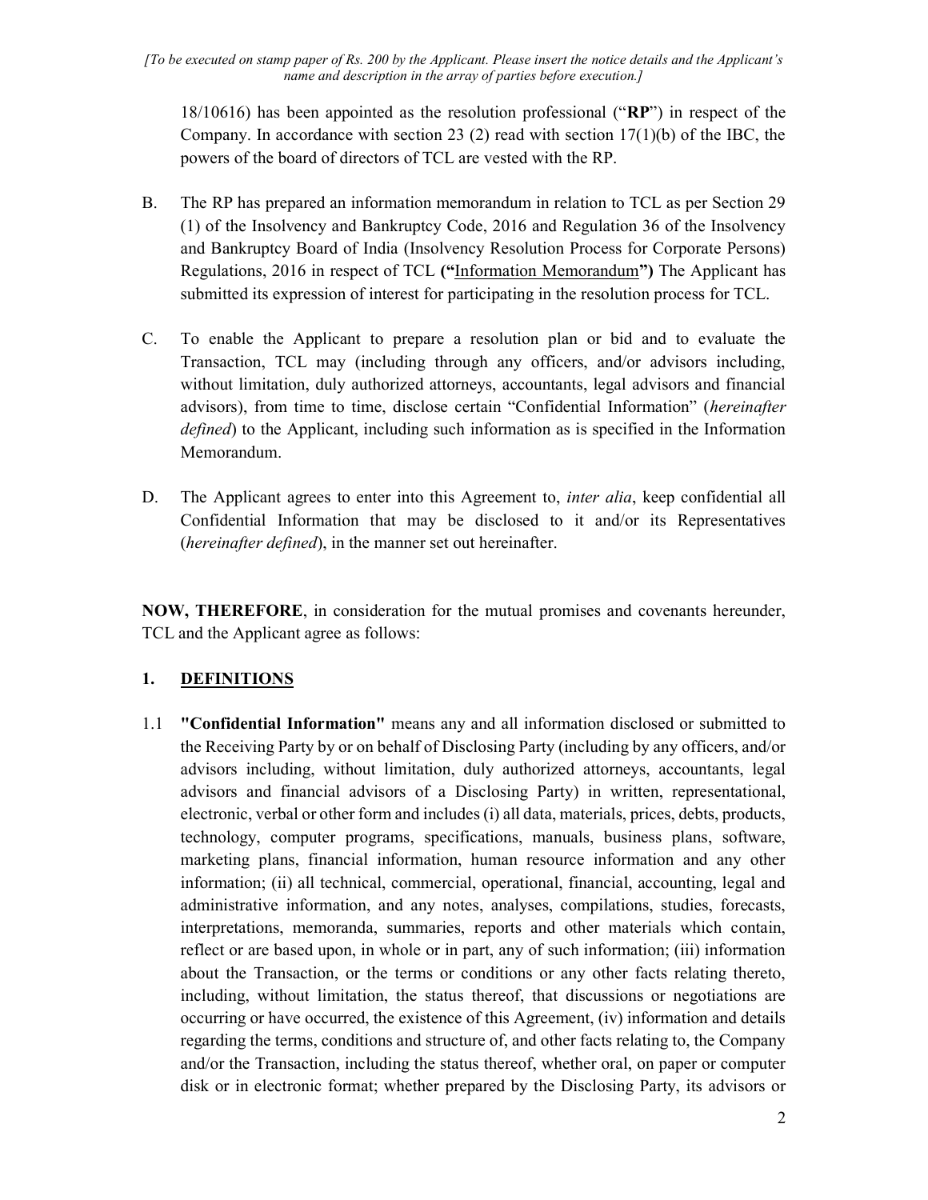*[To be executed on stamp paper of Rs. 200 by the Applicant. Please insert the notice details and the Applicant's name and description in the array of parties before execution.]*

18/10616) has been appointed as the resolution professional ("**RP**") in respect of the Company. In accordance with section 23 (2) read with section 17(1)(b) of the IBC, the powers of the board of directors of TCL are vested with the RP.

B. The RP has prepared an information memorandum in relation to TCL as per Section 29 (1) of the Insolvency and Bankruptcy Code, 2016 and Regulation 36 of the Insolvency and Bankruptcy Board of India (Insolvency Resolution Process for Corporate Persons) Regulations, 2016 in respect of TCL **("**Information Memorandum**")** The Applicant has submitted its expression of interest for participating in the resolution process for TCL.

C. To enable the Applicant to prepare a resolution plan or bid and to evaluate the Transaction, TCL may (including through any officers, and/or advisors including, without limitation, duly authorized attorneys, accountants, legal advisors and financial advisors), from time to time, disclose certain "Confidential Information" (*hereinafter defined*) to the Applicant, including such information as is specified in the Information Memorandum.

D. The Applicant agrees to enter into this Agreement to, *inter alia*, keep confidential all Confidential Information that may be disclosed to it and/or its Representatives (*hereinafter defined*), in the manner set out hereinafter.

**NOW, THEREFORE**, in consideration for the mutual promises and covenants hereunder, TCL and the Applicant agree as follows:

## 1. DEFINITIONS

1.1 **"Confidential Information"** means any and all information disclosed or submitted to the Receiving Party by or on behalf of Disclosing Party (including by any officers, and/or advisors including, without limitation, duly authorized attorneys, accountants, legal advisors and financial advisors of a Disclosing Party) in written, representational, electronic, verbal or other form and includes (i) all data, materials, prices, debts, products, technology, computer programs, specifications, manuals, business plans, software, marketing plans, financial information, human resource information and any other information; (ii) all technical, commercial, operational, financial, accounting, legal and administrative information, and any notes, analyses, compilations, studies, forecasts, interpretations, memoranda, summaries, reports and other materials which contain, reflect or are based upon, in whole or in part, any of such information; (iii) information about the Transaction, or the terms or conditions or any other facts relating thereto, including, without limitation, the status thereof, that discussions or negotiations are occurring or have occurred, the existence of this Agreement, (iv) information and details regarding the terms, conditions and structure of, and other facts relating to, the Company and/or the Transaction, including the status thereof, whether oral, on paper or computer disk or in electronic format; whether prepared by the Disclosing Party, its advisors or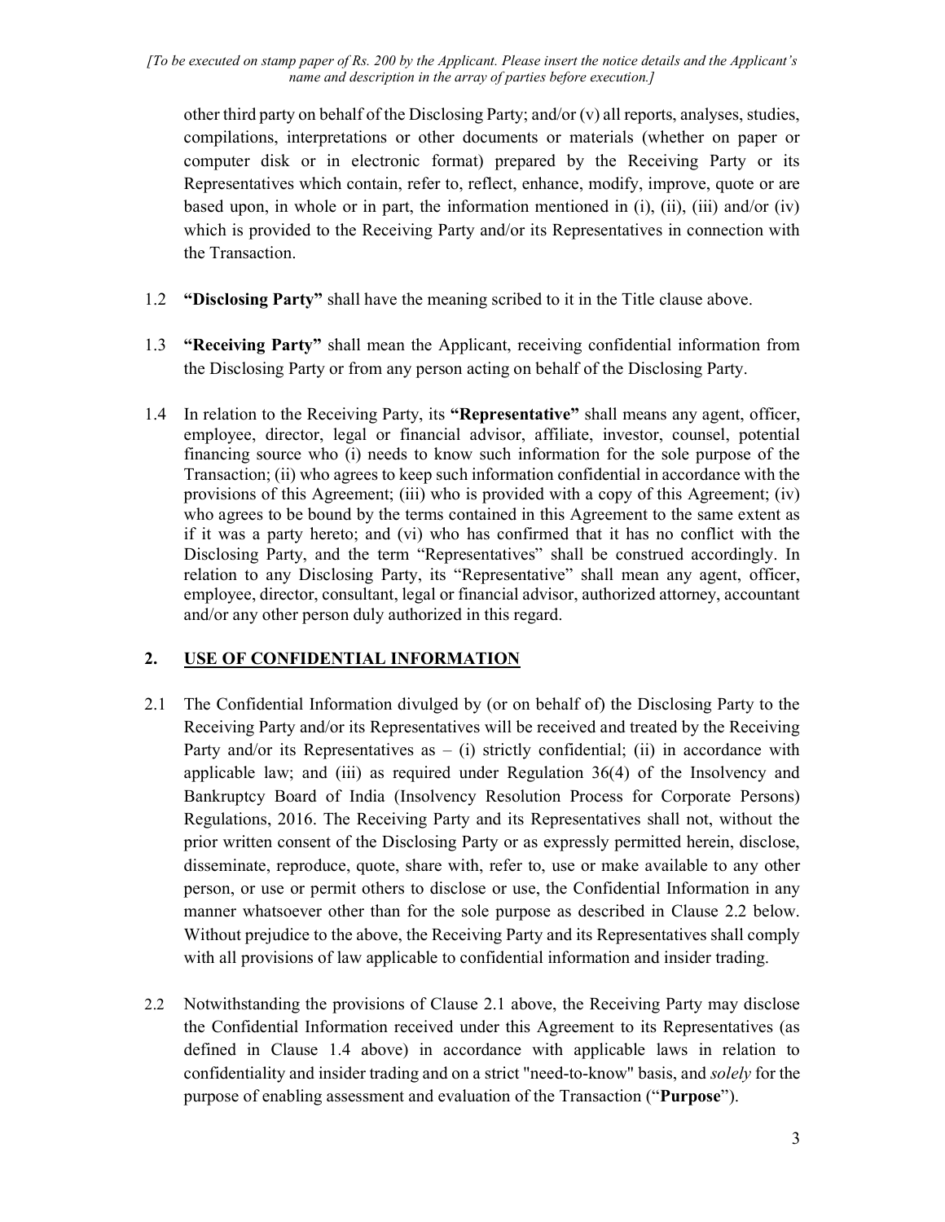*[To be executed on stamp paper of Rs. 200 by the Applicant. Please insert the notice details and the Applicant's name and description in the array of parties before execution.]*

other third party on behalf of the Disclosing Party; and/or (v) all reports, analyses, studies, compilations, interpretations or other documents or materials (whether on paper or computer disk or in electronic format) prepared by the Receiving Party or its Representatives which contain, refer to, reflect, enhance, modify, improve, quote or are based upon, in whole or in part, the information mentioned in (i), (ii), (iii) and/or (iv) which is provided to the Receiving Party and/or its Representatives in connection with the Transaction.

1.2 **"Disclosing Party"** shall have the meaning scribed to it in the Title clause above.

1.3 **"Receiving Party"** shall mean the Applicant, receiving confidential information from the Disclosing Party or from any person acting on behalf of the Disclosing Party.

1.4 In relation to the Receiving Party, its **"Representative"** shall means any agent, officer, employee, director, legal or financial advisor, affiliate, investor, counsel, potential financing source who (i) needs to know such information for the sole purpose of the Transaction; (ii) who agrees to keep such information confidential in accordance with the provisions of this Agreement; (iii) who is provided with a copy of this Agreement; (iv) who agrees to be bound by the terms contained in this Agreement to the same extent as if it was a party hereto; and (vi) who has confirmed that it has no conflict with the Disclosing Party, and the term "Representatives" shall be construed accordingly. In relation to any Disclosing Party, its "Representative" shall mean any agent, officer, employee, director, consultant, legal or financial advisor, authorized attorney, accountant and/or any other person duly authorized in this regard.

## 2. USE OF CONFIDENTIAL INFORMATION

2.1 The Confidential Information divulged by (or on behalf of) the Disclosing Party to the Receiving Party and/or its Representatives will be received and treated by the Receiving Party and/or its Representatives as – (i) strictly confidential; (ii) in accordance with applicable law; and (iii) as required under Regulation 36(4) of the Insolvency and Bankruptcy Board of India (Insolvency Resolution Process for Corporate Persons) Regulations, 2016. The Receiving Party and its Representatives shall not, without the prior written consent of the Disclosing Party or as expressly permitted herein, disclose, disseminate, reproduce, quote, share with, refer to, use or make available to any other person, or use or permit others to disclose or use, the Confidential Information in any manner whatsoever other than for the sole purpose as described in Clause 2.2 below. Without prejudice to the above, the Receiving Party and its Representatives shall comply with all provisions of law applicable to confidential information and insider trading.

2.2 Notwithstanding the provisions of Clause 2.1 above, the Receiving Party may disclose the Confidential Information received under this Agreement to its Representatives (as defined in Clause 1.4 above) in accordance with applicable laws in relation to confidentiality and insider trading and on a strict "need-to-know" basis, and *solely* for the purpose of enabling assessment and evaluation of the Transaction ("**Purpose**").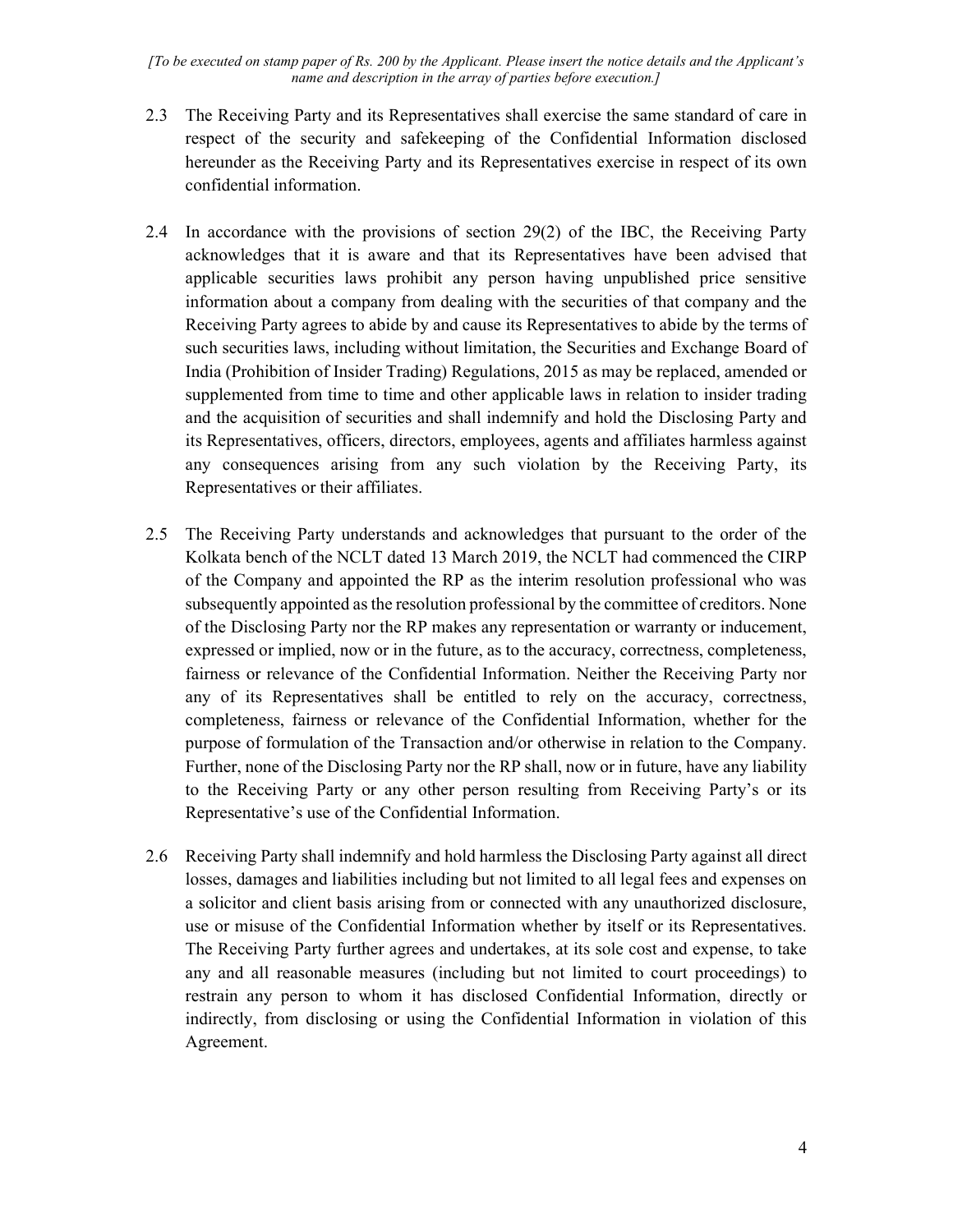*[To be executed on stamp paper of Rs. 200 by the Applicant. Please insert the notice details and the Applicant's name and description in the array of parties before execution.]*

2.3 The Receiving Party and its Representatives shall exercise the same standard of care in respect of the security and safekeeping of the Confidential Information disclosed hereunder as the Receiving Party and its Representatives exercise in respect of its own confidential information.

2.4 In accordance with the provisions of section 29(2) of the IBC, the Receiving Party acknowledges that it is aware and that its Representatives have been advised that applicable securities laws prohibit any person having unpublished price sensitive information about a company from dealing with the securities of that company and the Receiving Party agrees to abide by and cause its Representatives to abide by the terms of such securities laws, including without limitation, the Securities and Exchange Board of India (Prohibition of Insider Trading) Regulations, 2015 as may be replaced, amended or supplemented from time to time and other applicable laws in relation to insider trading and the acquisition of securities and shall indemnify and hold the Disclosing Party and its Representatives, officers, directors, employees, agents and affiliates harmless against any consequences arising from any such violation by the Receiving Party, its Representatives or their affiliates.

2.5 The Receiving Party understands and acknowledges that pursuant to the order of the Kolkata bench of the NCLT dated 13 March 2019, the NCLT had commenced the CIRP of the Company and appointed the RP as the interim resolution professional who was subsequently appointed as the resolution professional by the committee of creditors. None of the Disclosing Party nor the RP makes any representation or warranty or inducement, expressed or implied, now or in the future, as to the accuracy, correctness, completeness, fairness or relevance of the Confidential Information. Neither the Receiving Party nor any of its Representatives shall be entitled to rely on the accuracy, correctness, completeness, fairness or relevance of the Confidential Information, whether for the purpose of formulation of the Transaction and/or otherwise in relation to the Company. Further, none of the Disclosing Party nor the RP shall, now or in future, have any liability to the Receiving Party or any other person resulting from Receiving Party's or its Representative's use of the Confidential Information.

2.6 Receiving Party shall indemnify and hold harmless the Disclosing Party against all direct losses, damages and liabilities including but not limited to all legal fees and expenses on a solicitor and client basis arising from or connected with any unauthorized disclosure, use or misuse of the Confidential Information whether by itself or its Representatives. The Receiving Party further agrees and undertakes, at its sole cost and expense, to take any and all reasonable measures (including but not limited to court proceedings) to restrain any person to whom it has disclosed Confidential Information, directly or indirectly, from disclosing or using the Confidential Information in violation of this Agreement.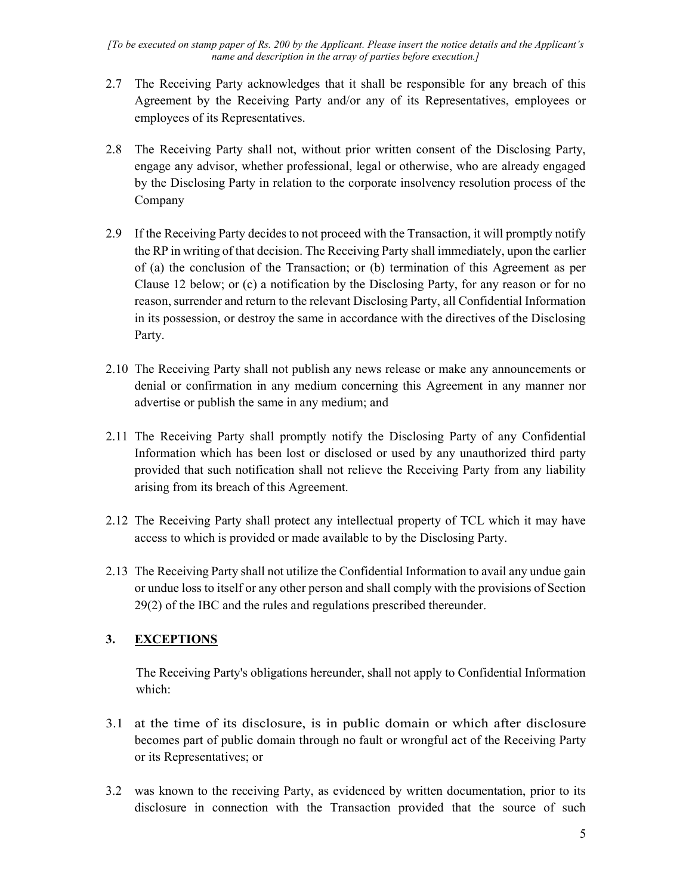*[To be executed on stamp paper of Rs. 200 by the Applicant. Please insert the notice details and the Applicant's name and description in the array of parties before execution.]*

2.7 The Receiving Party acknowledges that it shall be responsible for any breach of this Agreement by the Receiving Party and/or any of its Representatives, employees or employees of its Representatives.

2.8 The Receiving Party shall not, without prior written consent of the Disclosing Party, engage any advisor, whether professional, legal or otherwise, who are already engaged by the Disclosing Party in relation to the corporate insolvency resolution process of the Company

2.9 If the Receiving Party decides to not proceed with the Transaction, it will promptly notify the RP in writing of that decision. The Receiving Party shall immediately, upon the earlier of (a) the conclusion of the Transaction; or (b) termination of this Agreement as per Clause 12 below; or (c) a notification by the Disclosing Party, for any reason or for no reason, surrender and return to the relevant Disclosing Party, all Confidential Information in its possession, or destroy the same in accordance with the directives of the Disclosing Party.

2.10 The Receiving Party shall not publish any news release or make any announcements or denial or confirmation in any medium concerning this Agreement in any manner nor advertise or publish the same in any medium; and

2.11 The Receiving Party shall promptly notify the Disclosing Party of any Confidential Information which has been lost or disclosed or used by any unauthorized third party provided that such notification shall not relieve the Receiving Party from any liability arising from its breach of this Agreement.

2.12 The Receiving Party shall protect any intellectual property of TCL which it may have access to which is provided or made available to by the Disclosing Party.

2.13 The Receiving Party shall not utilize the Confidential Information to avail any undue gain or undue loss to itself or any other person and shall comply with the provisions of Section 29(2) of the IBC and the rules and regulations prescribed thereunder.

## 3. EXCEPTIONS

The Receiving Party's obligations hereunder, shall not apply to Confidential Information which:

3.1 at the time of its disclosure, is in public domain or which after disclosure becomes part of public domain through no fault or wrongful act of the Receiving Party or its Representatives; or

3.2 was known to the receiving Party, as evidenced by written documentation, prior to its disclosure in connection with the Transaction provided that the source of such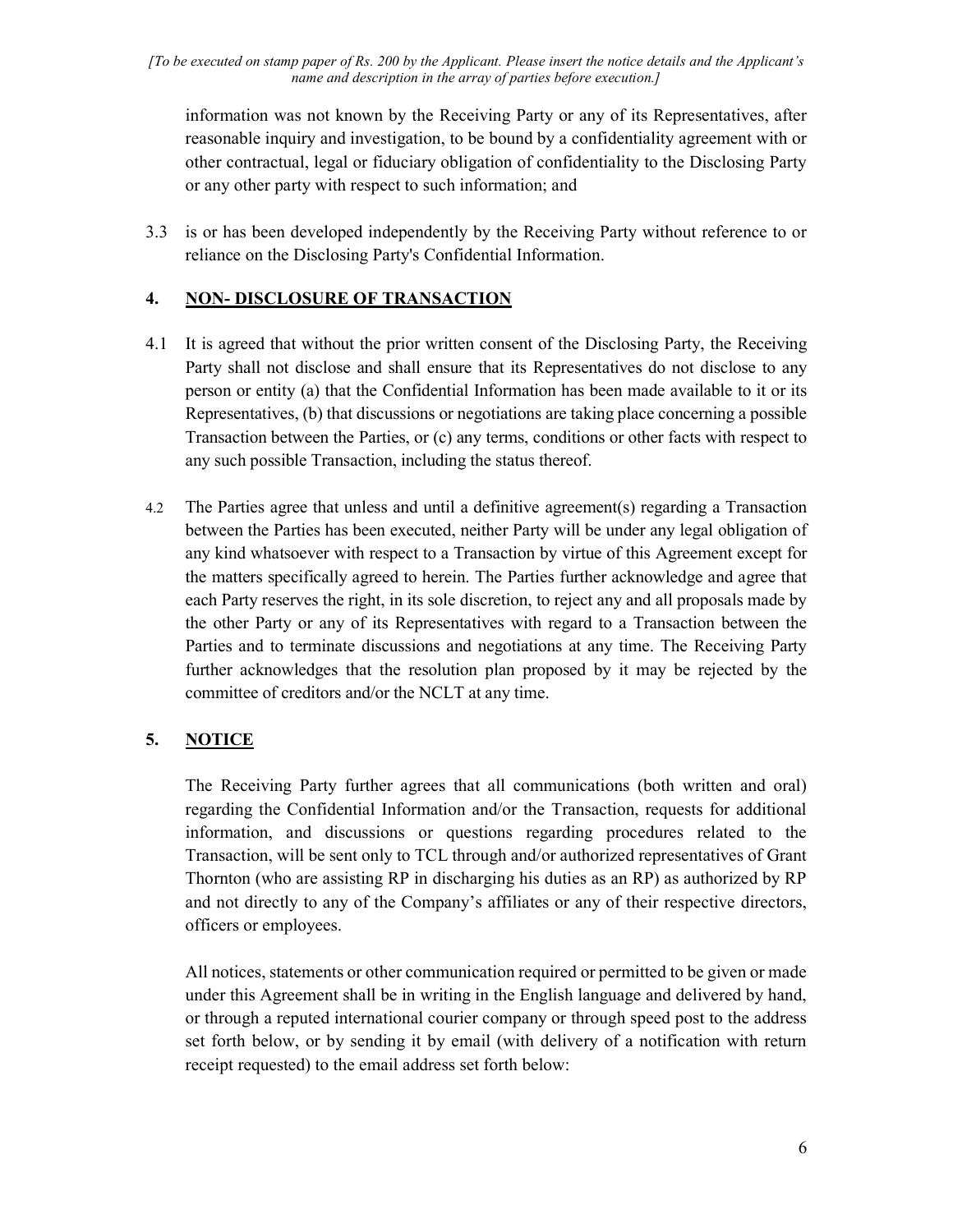information was not known by the Receiving Party or any of its Representatives, after reasonable inquiry and investigation, to be bound by a confidentiality agreement with or other contractual, legal or fiduciary obligation of confidentiality to the Disclosing Party or any other party with respect to such information; and

3.3 is or has been developed independently by the Receiving Party without reference to or reliance on the Disclosing Party's Confidential Information.

## 4. NON- DISCLOSURE OF TRANSACTION

4.1 It is agreed that without the prior written consent of the Disclosing Party, the Receiving Party shall not disclose and shall ensure that its Representatives do not disclose to any person or entity (a) that the Confidential Information has been made available to it or its Representatives, (b) that discussions or negotiations are taking place concerning a possible Transaction between the Parties, or (c) any terms, conditions or other facts with respect to any such possible Transaction, including the status thereof.

4.2 The Parties agree that unless and until a definitive agreement(s) regarding a Transaction between the Parties has been executed, neither Party will be under any legal obligation of any kind whatsoever with respect to a Transaction by virtue of this Agreement except for the matters specifically agreed to herein. The Parties further acknowledge and agree that each Party reserves the right, in its sole discretion, to reject any and all proposals made by the other Party or any of its Representatives with regard to a Transaction between the Parties and to terminate discussions and negotiations at any time. The Receiving Party further acknowledges that the resolution plan proposed by it may be rejected by the committee of creditors and/or the NCLT at any time.

## 5. NOTICE

The Receiving Party further agrees that all communications (both written and oral) regarding the Confidential Information and/or the Transaction, requests for additional information, and discussions or questions regarding procedures related to the Transaction, will be sent only to TCL through and/or authorized representatives of Grant Thornton (who are assisting RP in discharging his duties as an RP) as authorized by RP and not directly to any of the Company's affiliates or any of their respective directors, officers or employees.

All notices, statements or other communication required or permitted to be given or made under this Agreement shall be in writing in the English language and delivered by hand, or through a reputed international courier company or through speed post to the address set forth below, or by sending it by email (with delivery of a notification with return receipt requested) to the email address set forth below: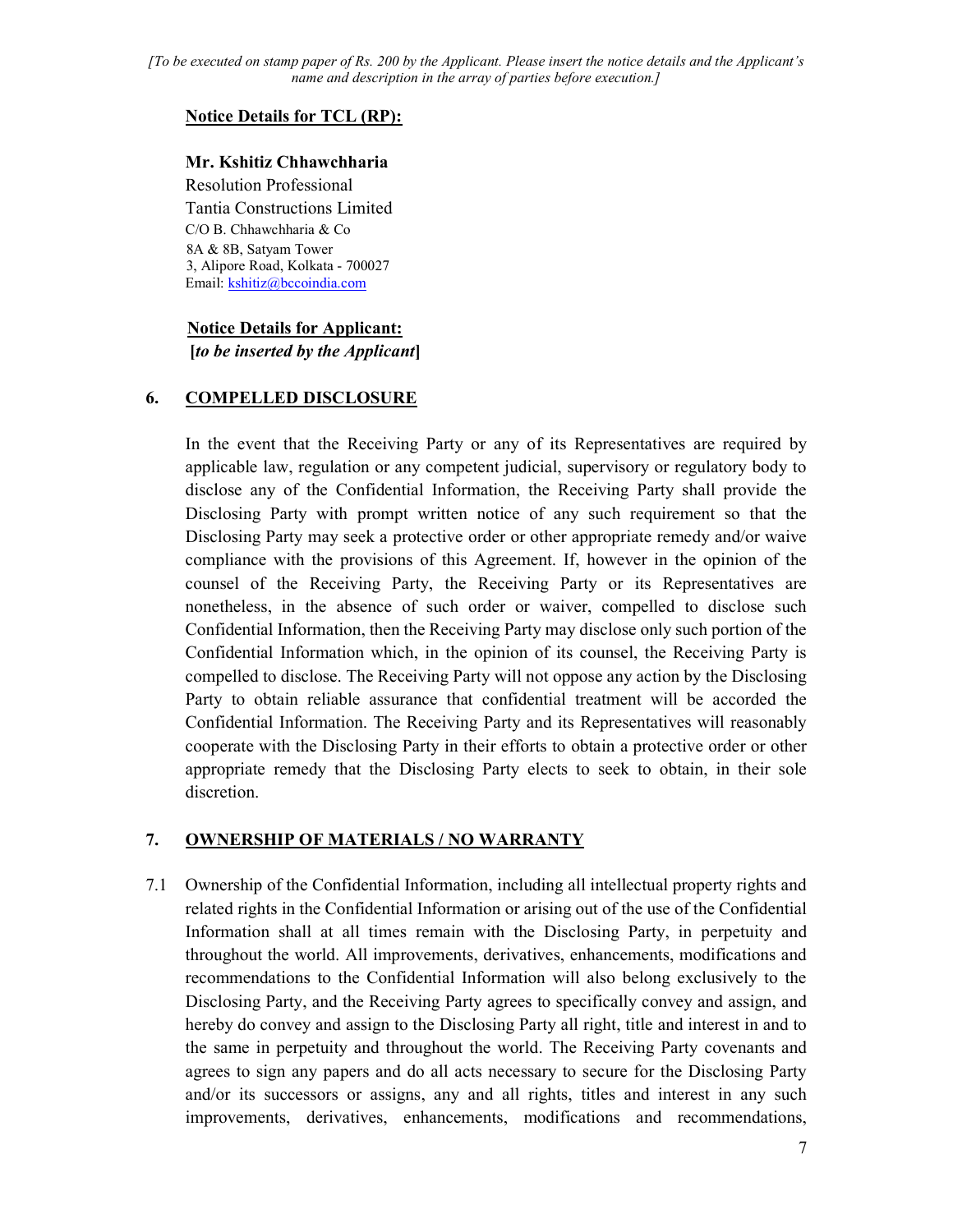*[To be executed on stamp paper of Rs. 200 by the Applicant. Please insert the notice details and the Applicant's name and description in the array of parties before execution.]*

**Notice Details for TCL (RP):**

**Mr. Kshitiz Chhawchharia**
Resolution Professional
Tantia Constructions Limited
C/O B. Chhawchharia & Co
8A & 8B, Satyam Tower
3, Alipore Road, Kolkata - 700027
Email: kshitiz@bccoindia.com

**Notice Details for Applicant:**
**[*to be inserted by the Applicant*]**

## 6. COMPELLED DISCLOSURE

In the event that the Receiving Party or any of its Representatives are required by applicable law, regulation or any competent judicial, supervisory or regulatory body to disclose any of the Confidential Information, the Receiving Party shall provide the Disclosing Party with prompt written notice of any such requirement so that the Disclosing Party may seek a protective order or other appropriate remedy and/or waive compliance with the provisions of this Agreement. If, however in the opinion of the counsel of the Receiving Party, the Receiving Party or its Representatives are nonetheless, in the absence of such order or waiver, compelled to disclose such Confidential Information, then the Receiving Party may disclose only such portion of the Confidential Information which, in the opinion of its counsel, the Receiving Party is compelled to disclose. The Receiving Party will not oppose any action by the Disclosing Party to obtain reliable assurance that confidential treatment will be accorded the Confidential Information. The Receiving Party and its Representatives will reasonably cooperate with the Disclosing Party in their efforts to obtain a protective order or other appropriate remedy that the Disclosing Party elects to seek to obtain, in their sole discretion.

## 7. OWNERSHIP OF MATERIALS / NO WARRANTY

7.1 Ownership of the Confidential Information, including all intellectual property rights and related rights in the Confidential Information or arising out of the use of the Confidential Information shall at all times remain with the Disclosing Party, in perpetuity and throughout the world. All improvements, derivatives, enhancements, modifications and recommendations to the Confidential Information will also belong exclusively to the Disclosing Party, and the Receiving Party agrees to specifically convey and assign, and hereby do convey and assign to the Disclosing Party all right, title and interest in and to the same in perpetuity and throughout the world. The Receiving Party covenants and agrees to sign any papers and do all acts necessary to secure for the Disclosing Party and/or its successors or assigns, any and all rights, titles and interest in any such improvements, derivatives, enhancements, modifications and recommendations,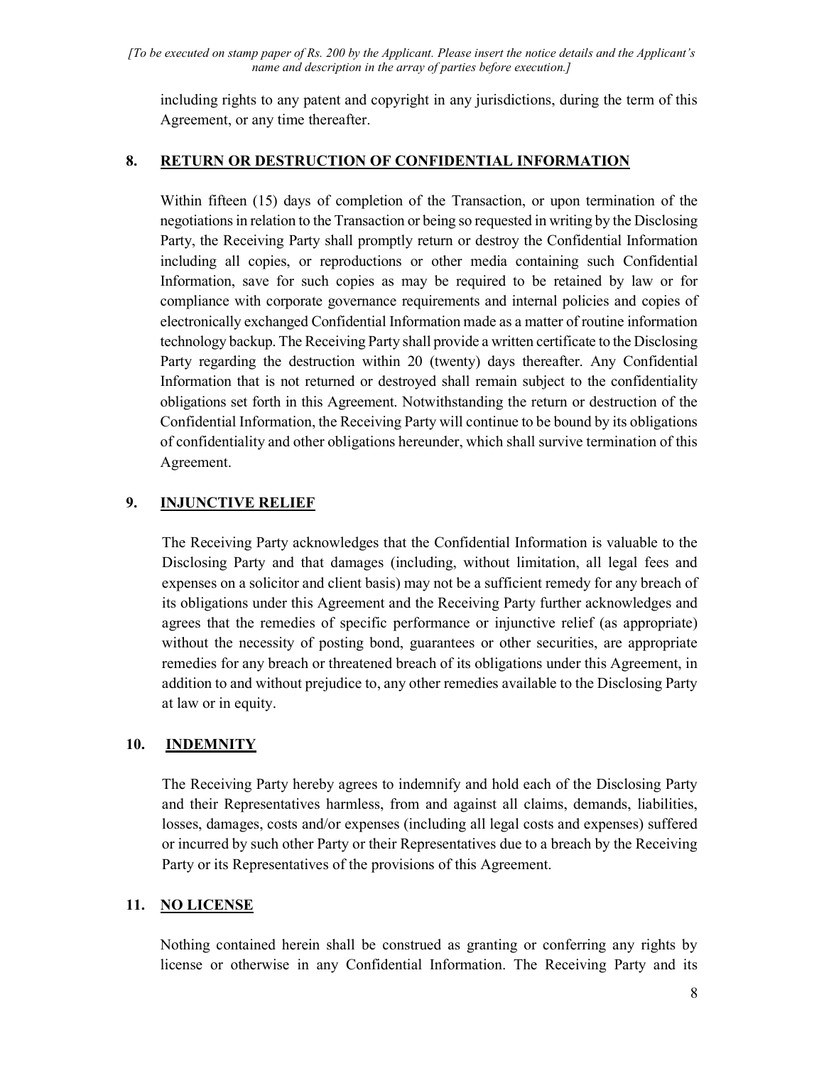including rights to any patent and copyright in any jurisdictions, during the term of this Agreement, or any time thereafter.

## 8. RETURN OR DESTRUCTION OF CONFIDENTIAL INFORMATION

Within fifteen (15) days of completion of the Transaction, or upon termination of the negotiations in relation to the Transaction or being so requested in writing by the Disclosing Party, the Receiving Party shall promptly return or destroy the Confidential Information including all copies, or reproductions or other media containing such Confidential Information, save for such copies as may be required to be retained by law or for compliance with corporate governance requirements and internal policies and copies of electronically exchanged Confidential Information made as a matter of routine information technology backup. The Receiving Party shall provide a written certificate to the Disclosing Party regarding the destruction within 20 (twenty) days thereafter. Any Confidential Information that is not returned or destroyed shall remain subject to the confidentiality obligations set forth in this Agreement. Notwithstanding the return or destruction of the Confidential Information, the Receiving Party will continue to be bound by its obligations of confidentiality and other obligations hereunder, which shall survive termination of this Agreement.

## 9. INJUNCTIVE RELIEF

The Receiving Party acknowledges that the Confidential Information is valuable to the Disclosing Party and that damages (including, without limitation, all legal fees and expenses on a solicitor and client basis) may not be a sufficient remedy for any breach of its obligations under this Agreement and the Receiving Party further acknowledges and agrees that the remedies of specific performance or injunctive relief (as appropriate) without the necessity of posting bond, guarantees or other securities, are appropriate remedies for any breach or threatened breach of its obligations under this Agreement, in addition to and without prejudice to, any other remedies available to the Disclosing Party at law or in equity.

## 10. INDEMNITY

The Receiving Party hereby agrees to indemnify and hold each of the Disclosing Party and their Representatives harmless, from and against all claims, demands, liabilities, losses, damages, costs and/or expenses (including all legal costs and expenses) suffered or incurred by such other Party or their Representatives due to a breach by the Receiving Party or its Representatives of the provisions of this Agreement.

## 11. NO LICENSE

Nothing contained herein shall be construed as granting or conferring any rights by license or otherwise in any Confidential Information. The Receiving Party and its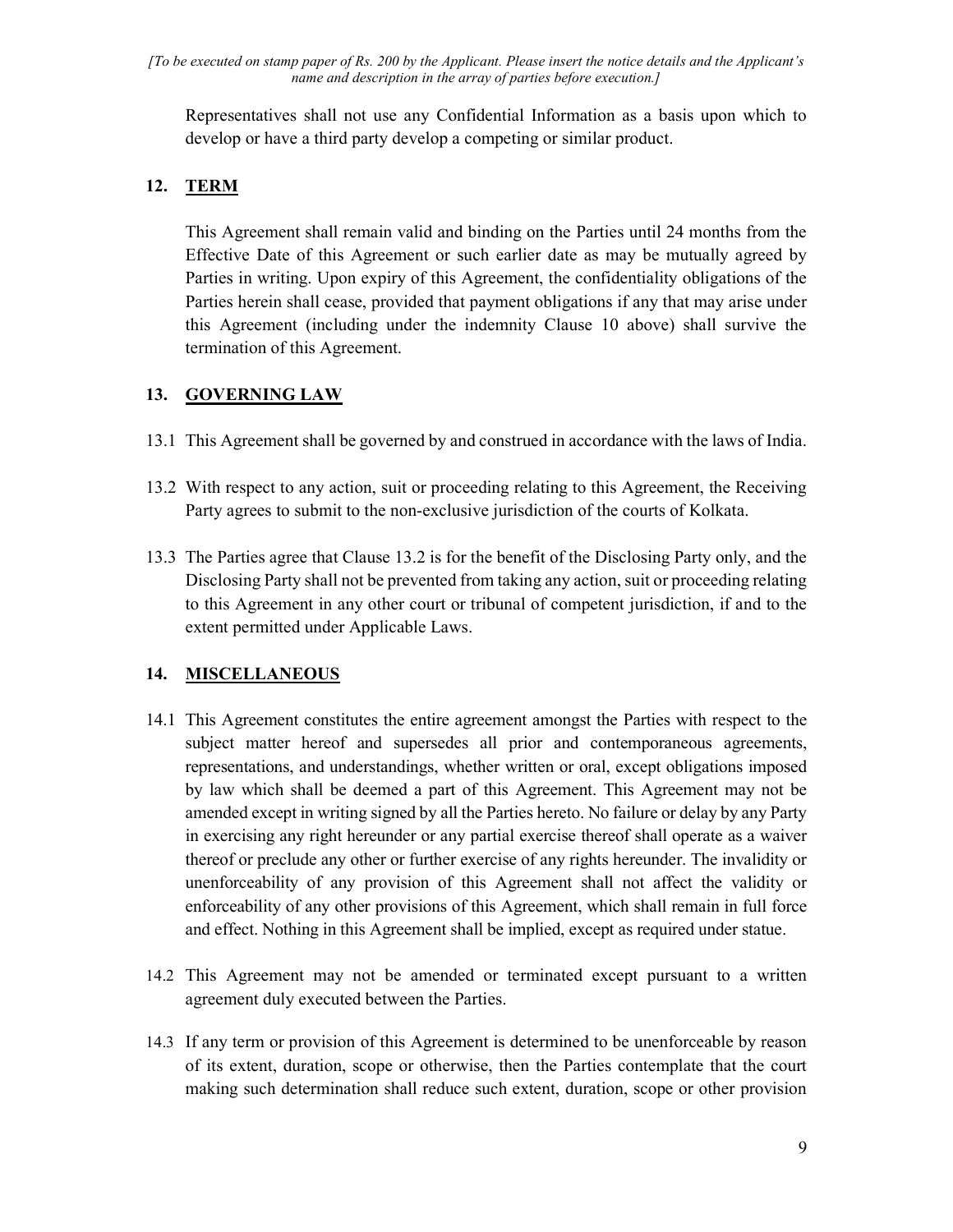Representatives shall not use any Confidential Information as a basis upon which to develop or have a third party develop a competing or similar product.

## 12. TERM

This Agreement shall remain valid and binding on the Parties until 24 months from the Effective Date of this Agreement or such earlier date as may be mutually agreed by Parties in writing. Upon expiry of this Agreement, the confidentiality obligations of the Parties herein shall cease, provided that payment obligations if any that may arise under this Agreement (including under the indemnity Clause 10 above) shall survive the termination of this Agreement.

## 13. GOVERNING LAW

13.1 This Agreement shall be governed by and construed in accordance with the laws of India.

13.2 With respect to any action, suit or proceeding relating to this Agreement, the Receiving Party agrees to submit to the non-exclusive jurisdiction of the courts of Kolkata.

13.3 The Parties agree that Clause 13.2 is for the benefit of the Disclosing Party only, and the Disclosing Party shall not be prevented from taking any action, suit or proceeding relating to this Agreement in any other court or tribunal of competent jurisdiction, if and to the extent permitted under Applicable Laws.

## 14. MISCELLANEOUS

14.1 This Agreement constitutes the entire agreement amongst the Parties with respect to the subject matter hereof and supersedes all prior and contemporaneous agreements, representations, and understandings, whether written or oral, except obligations imposed by law which shall be deemed a part of this Agreement. This Agreement may not be amended except in writing signed by all the Parties hereto. No failure or delay by any Party in exercising any right hereunder or any partial exercise thereof shall operate as a waiver thereof or preclude any other or further exercise of any rights hereunder. The invalidity or unenforceability of any provision of this Agreement shall not affect the validity or enforceability of any other provisions of this Agreement, which shall remain in full force and effect. Nothing in this Agreement shall be implied, except as required under statue.

14.2 This Agreement may not be amended or terminated except pursuant to a written agreement duly executed between the Parties.

14.3 If any term or provision of this Agreement is determined to be unenforceable by reason of its extent, duration, scope or otherwise, then the Parties contemplate that the court making such determination shall reduce such extent, duration, scope or other provision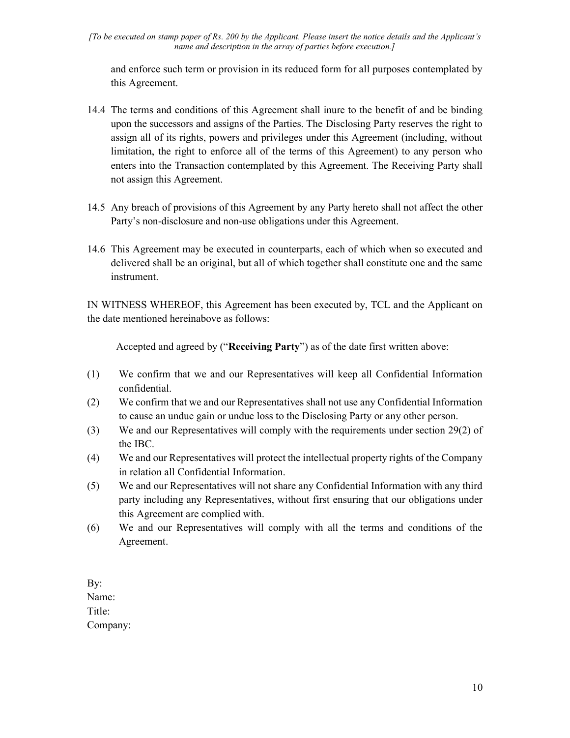and enforce such term or provision in its reduced form for all purposes contemplated by this Agreement.

14.4 The terms and conditions of this Agreement shall inure to the benefit of and be binding upon the successors and assigns of the Parties. The Disclosing Party reserves the right to assign all of its rights, powers and privileges under this Agreement (including, without limitation, the right to enforce all of the terms of this Agreement) to any person who enters into the Transaction contemplated by this Agreement. The Receiving Party shall not assign this Agreement.

14.5 Any breach of provisions of this Agreement by any Party hereto shall not affect the other Party's non-disclosure and non-use obligations under this Agreement.

14.6 This Agreement may be executed in counterparts, each of which when so executed and delivered shall be an original, but all of which together shall constitute one and the same instrument.

IN WITNESS WHEREOF, this Agreement has been executed by, TCL and the Applicant on the date mentioned hereinabove as follows:

Accepted and agreed by ("**Receiving Party**") as of the date first written above:

(1) We confirm that we and our Representatives will keep all Confidential Information confidential.

(2) We confirm that we and our Representatives shall not use any Confidential Information to cause an undue gain or undue loss to the Disclosing Party or any other person.

(3) We and our Representatives will comply with the requirements under section 29(2) of the IBC.

(4) We and our Representatives will protect the intellectual property rights of the Company in relation all Confidential Information.

(5) We and our Representatives will not share any Confidential Information with any third party including any Representatives, without first ensuring that our obligations under this Agreement are complied with.

(6) We and our Representatives will comply with all the terms and conditions of the Agreement.

By:
Name:
Title:
Company: